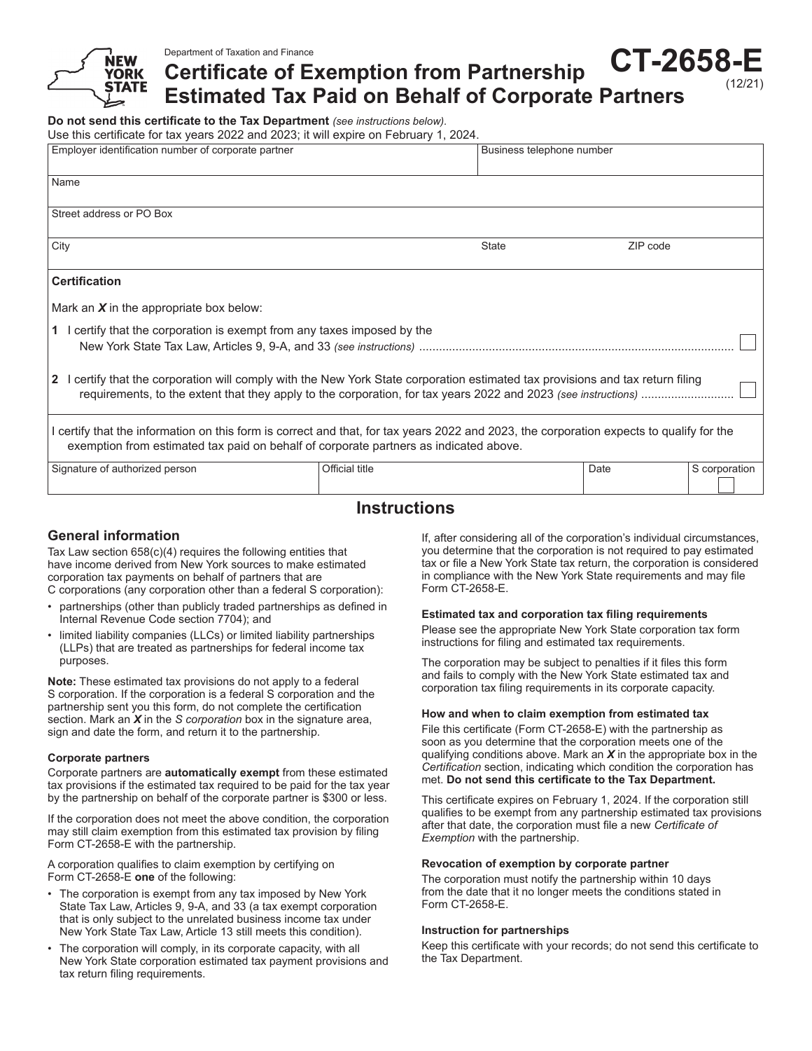Department of Taxation and Finance

# Certificate of Exemption from Partnership Estimated Tax Paid on Behalf of Corporate Partners

**CT-2658-E** (12/21)

**Do not send this certificate to the Tax Department** *(see instructions below)*.
Use this certificate for tax years 2022 and 2023; it will expire on February 1, 2024.

| Employer identification number of corporate partner | | Business telephone number |
|---|---|---|
| Name | | |
| Street address or PO Box | | |
| City | State | ZIP code |

**Certification**

Mark an ***X*** in the appropriate box below:

**1** I certify that the corporation is exempt from any taxes imposed by the New York State Tax Law, Articles 9, 9-A, and 33 *(see instructions)* .......... ☐

**2** I certify that the corporation will comply with the New York State corporation estimated tax provisions and tax return filing requirements, to the extent that they apply to the corporation, for tax years 2022 and 2023 *(see instructions)* .......... ☐

I certify that the information on this form is correct and that, for tax years 2022 and 2023, the corporation expects to qualify for the exemption from estimated tax paid on behalf of corporate partners as indicated above.

| Signature of authorized person | Official title | Date | S corporation ☐ |
|---|---|---|---|
| | | | |

## Instructions

### General information

Tax Law section 658(c)(4) requires the following entities that have income derived from New York sources to make estimated corporation tax payments on behalf of partners that are C corporations (any corporation other than a federal S corporation):

- partnerships (other than publicly traded partnerships as defined in Internal Revenue Code section 7704); and
- limited liability companies (LLCs) or limited liability partnerships (LLPs) that are treated as partnerships for federal income tax purposes.

**Note:** These estimated tax provisions do not apply to a federal S corporation. If the corporation is a federal S corporation and the partnership sent you this form, do not complete the certification section. Mark an ***X*** in the *S corporation* box in the signature area, sign and date the form, and return it to the partnership.

#### Corporate partners

Corporate partners are **automatically exempt** from these estimated tax provisions if the estimated tax required to be paid for the tax year by the partnership on behalf of the corporate partner is $300 or less.

If the corporation does not meet the above condition, the corporation may still claim exemption from this estimated tax provision by filing Form CT-2658-E with the partnership.

A corporation qualifies to claim exemption by certifying on Form CT-2658-E **one** of the following:

- The corporation is exempt from any tax imposed by New York State Tax Law, Articles 9, 9-A, and 33 (a tax exempt corporation that is only subject to the unrelated business income tax under New York State Tax Law, Article 13 still meets this condition).
- The corporation will comply, in its corporate capacity, with all New York State corporation estimated tax payment provisions and tax return filing requirements.

If, after considering all of the corporation's individual circumstances, you determine that the corporation is not required to pay estimated tax or file a New York State tax return, the corporation is considered in compliance with the New York State requirements and may file Form CT-2658-E.

#### Estimated tax and corporation tax filing requirements

Please see the appropriate New York State corporation tax form instructions for filing and estimated tax requirements.

The corporation may be subject to penalties if it files this form and fails to comply with the New York State estimated tax and corporation tax filing requirements in its corporate capacity.

#### How and when to claim exemption from estimated tax

File this certificate (Form CT-2658-E) with the partnership as soon as you determine that the corporation meets one of the qualifying conditions above. Mark an ***X*** in the appropriate box in the *Certification* section, indicating which condition the corporation has met. **Do not send this certificate to the Tax Department.**

This certificate expires on February 1, 2024. If the corporation still qualifies to be exempt from any partnership estimated tax provisions after that date, the corporation must file a new *Certificate of Exemption* with the partnership.

#### Revocation of exemption by corporate partner

The corporation must notify the partnership within 10 days from the date that it no longer meets the conditions stated in Form CT-2658-E.

#### Instruction for partnerships

Keep this certificate with your records; do not send this certificate to the Tax Department.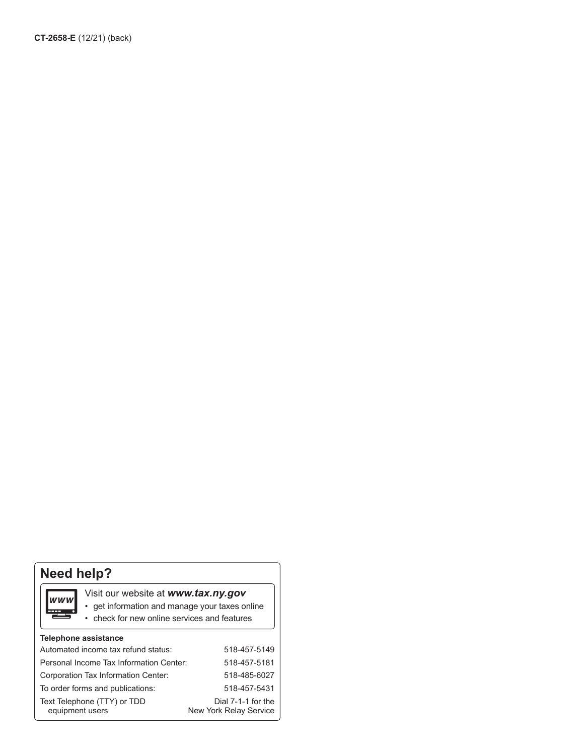## Need help?

Visit our website at ***www.tax.ny.gov***

- get information and manage your taxes online
- check for new online services and features

**Telephone assistance**

| | |
|---|---|
| Automated income tax refund status: | 518-457-5149 |
| Personal Income Tax Information Center: | 518-457-5181 |
| Corporation Tax Information Center: | 518-485-6027 |
| To order forms and publications: | 518-457-5431 |
| Text Telephone (TTY) or TDD equipment users | Dial 7-1-1 for the New York Relay Service |